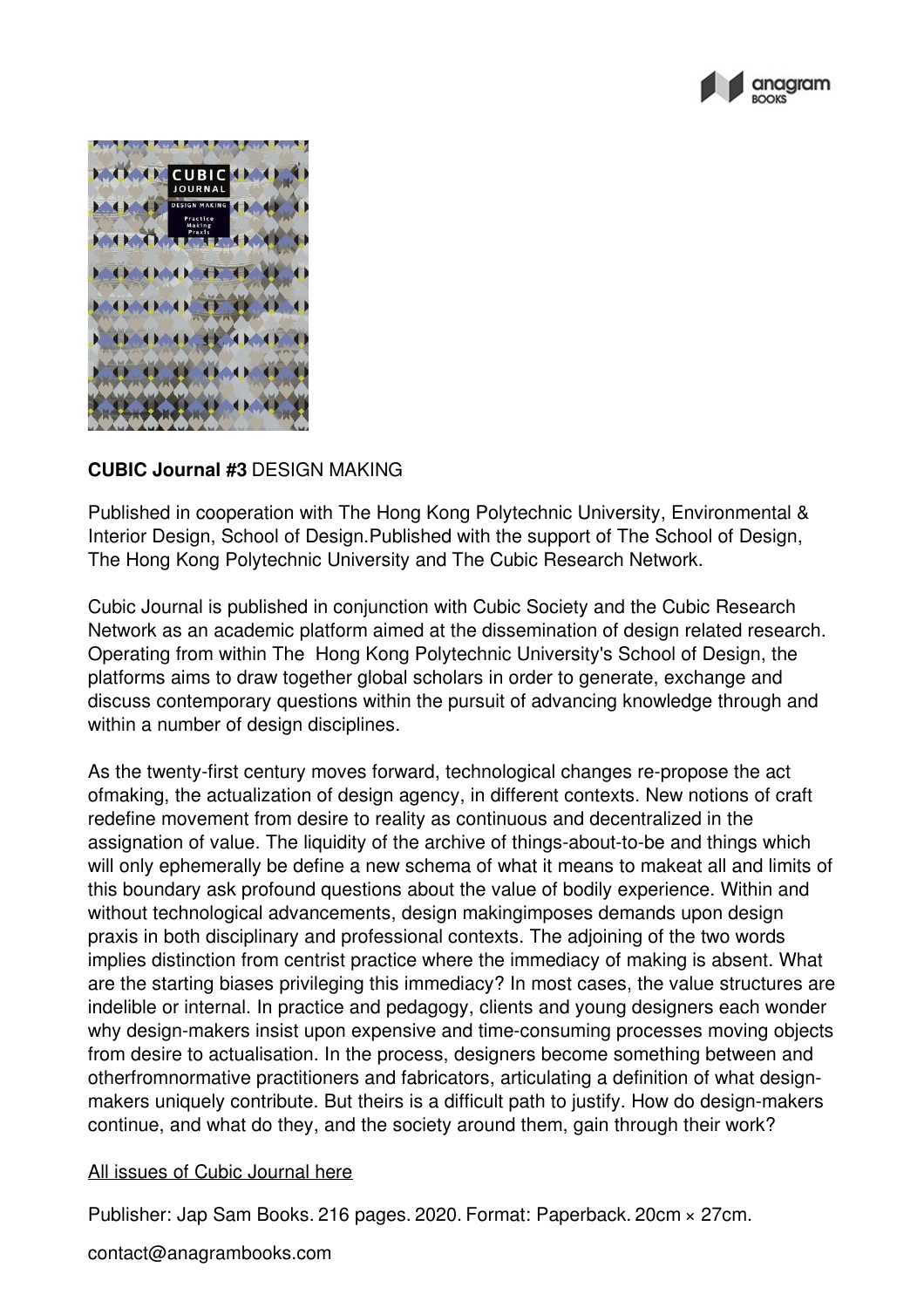**CUBIC Journal #3** DESIGN MAKING

Published in cooperation with The Hong Kong Polytechnic University, Environmental & Interior Design, School of Design.Published with the support of The School of Design, The Hong Kong Polytechnic University and The Cubic Research Network.

Cubic Journal is published in conjunction with Cubic Society and the Cubic Research Network as an academic platform aimed at the dissemination of design related research. Operating from within The Hong Kong Polytechnic University's School of Design, the platforms aims to draw together global scholars in order to generate, exchange and discuss contemporary questions within the pursuit of advancing knowledge through and within a number of design disciplines.

As the twenty-first century moves forward, technological changes re-propose the act ofmaking, the actualization of design agency, in different contexts. New notions of craft redefine movement from desire to reality as continuous and decentralized in the assignation of value. The liquidity of the archive of things-about-to-be and things which will only ephemerally be define a new schema of what it means to makeat all and limits of this boundary ask profound questions about the value of bodily experience. Within and without technological advancements, design makingimposes demands upon design praxis in both disciplinary and professional contexts. The adjoining of the two words implies distinction from centrist practice where the immediacy of making is absent. What are the starting biases privileging this immediacy? In most cases, the value structures are indelible or internal. In practice and pedagogy, clients and young designers each wonder why design-makers insist upon expensive and time-consuming processes moving objects from desire to actualisation. In the process, designers become something between and otherfromnormative practitioners and fabricators, articulating a definition of what design-makers uniquely contribute. But theirs is a difficult path to justify. How do design-makers continue, and what do they, and the society around them, gain through their work?

All issues of Cubic Journal here

Publisher: Jap Sam Books. 216 pages. 2020. Format: Paperback. 20cm × 27cm.

contact@anagrambooks.com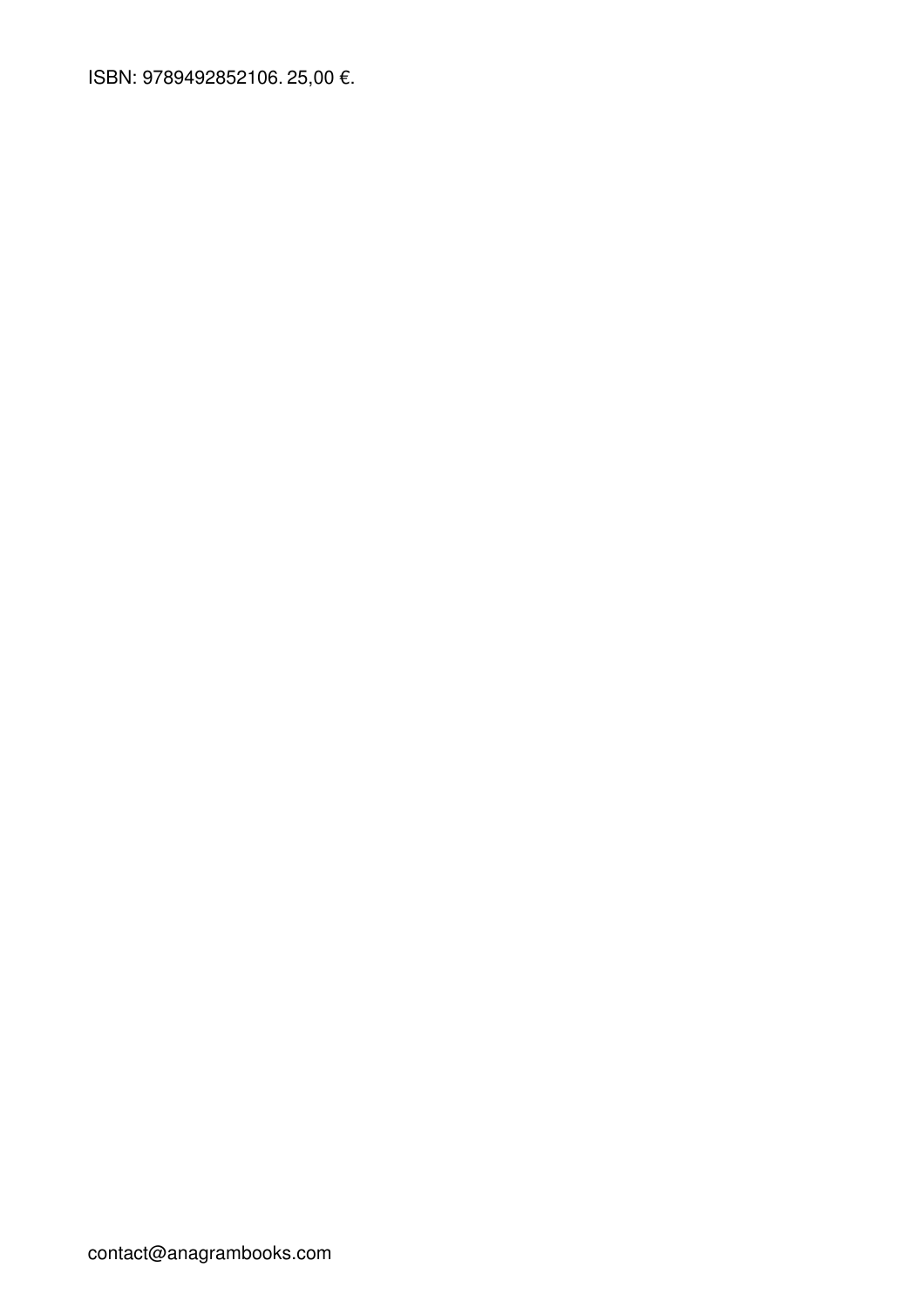ISBN: 9789492852106. 25,00 €.

contact@anagrambooks.com